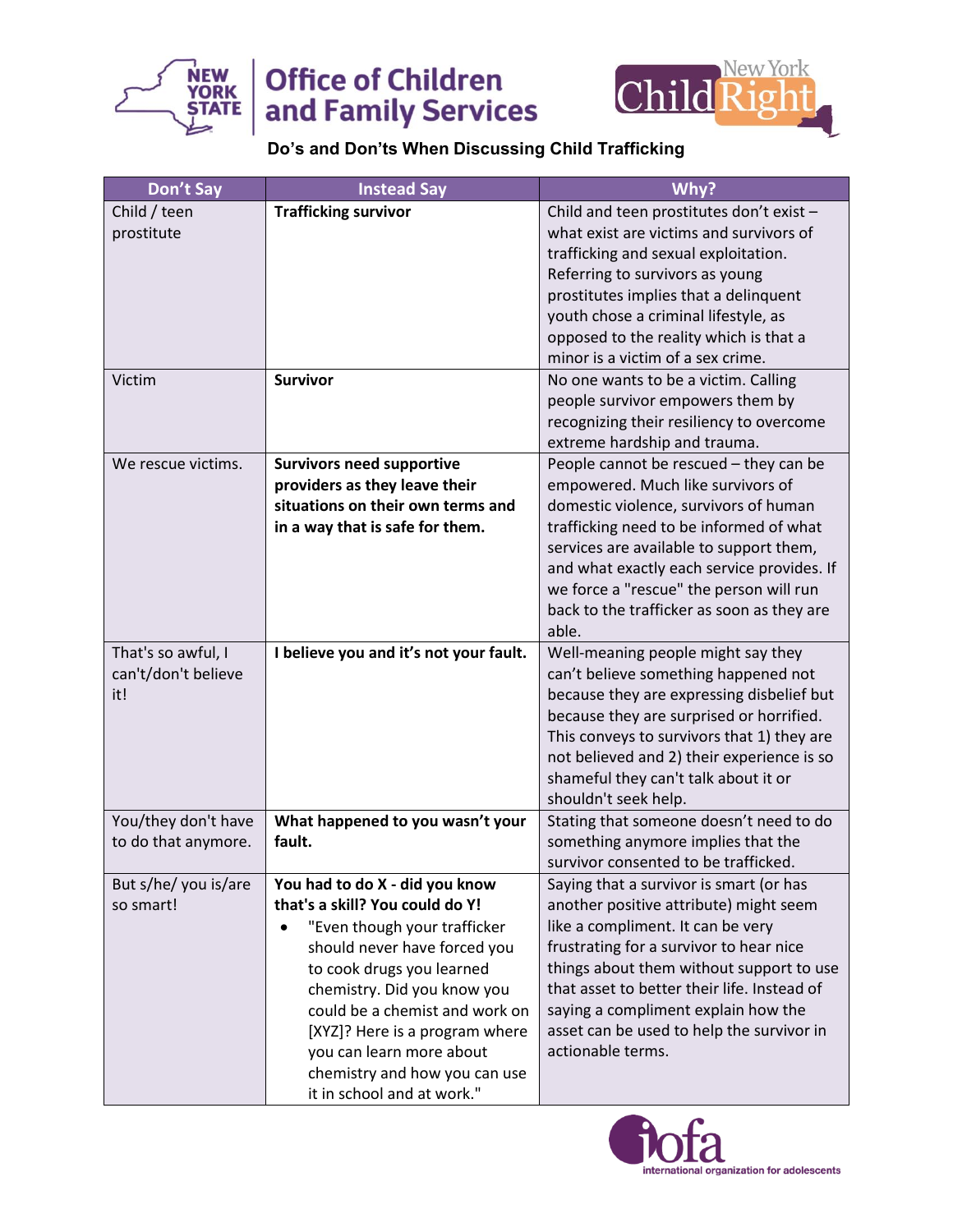Office of Children and Family Services

New York Child Right

## Do's and Don'ts When Discussing Child Trafficking

| Don't Say | Instead Say | Why? |
|---|---|---|
| Child / teen prostitute | **Trafficking survivor** | Child and teen prostitutes don't exist – what exist are victims and survivors of trafficking and sexual exploitation. Referring to survivors as young prostitutes implies that a delinquent youth chose a criminal lifestyle, as opposed to the reality which is that a minor is a victim of a sex crime. |
| Victim | **Survivor** | No one wants to be a victim. Calling people survivor empowers them by recognizing their resiliency to overcome extreme hardship and trauma. |
| We rescue victims. | **Survivors need supportive providers as they leave their situations on their own terms and in a way that is safe for them.** | People cannot be rescued – they can be empowered. Much like survivors of domestic violence, survivors of human trafficking need to be informed of what services are available to support them, and what exactly each service provides. If we force a "rescue" the person will run back to the trafficker as soon as they are able. |
| That's so awful, I can't/don't believe it! | **I believe you and it's not your fault.** | Well-meaning people might say they can't believe something happened not because they are expressing disbelief but because they are surprised or horrified. This conveys to survivors that 1) they are not believed and 2) their experience is so shameful they can't talk about it or shouldn't seek help. |
| You/they don't have to do that anymore. | **What happened to you wasn't your fault.** | Stating that someone doesn't need to do something anymore implies that the survivor consented to be trafficked. |
| But s/he/ you is/are so smart! | **You had to do X - did you know that's a skill? You could do Y!** <br> • "Even though your trafficker should never have forced you to cook drugs you learned chemistry. Did you know you could be a chemist and work on [XYZ]? Here is a program where you can learn more about chemistry and how you can use it in school and at work." | Saying that a survivor is smart (or has another positive attribute) might seem like a compliment. It can be very frustrating for a survivor to hear nice things about them without support to use that asset to better their life. Instead of saying a compliment explain how the asset can be used to help the survivor in actionable terms. |

iofa – international organization for adolescents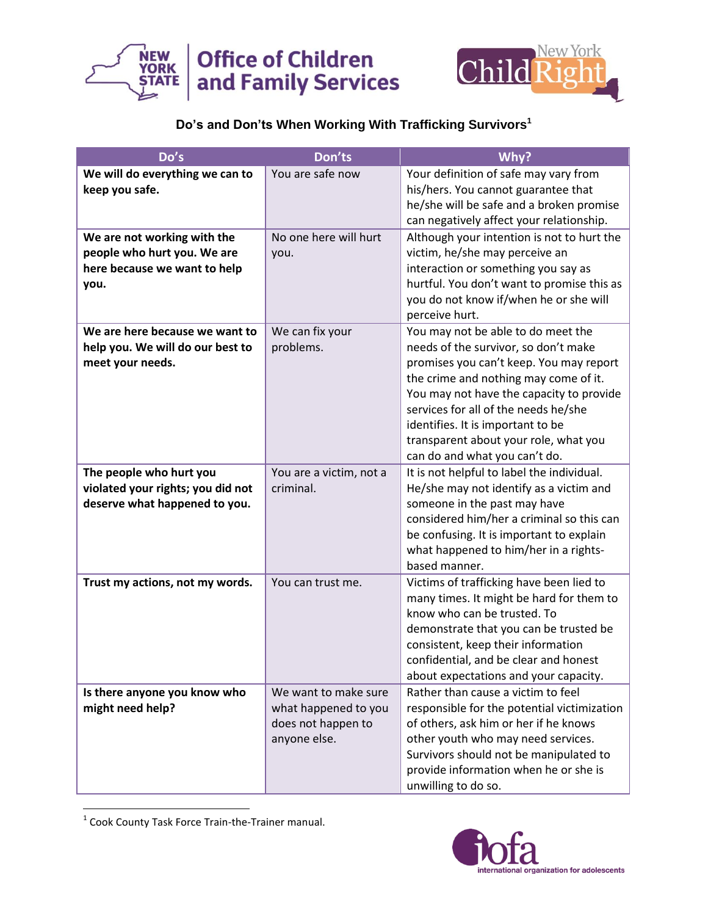Office of Children and Family Services

### Do's and Don'ts When Working With Trafficking Survivors[1]

| Do's | Don'ts | Why? |
|---|---|---|
| **We will do everything we can to keep you safe.** | You are safe now | Your definition of safe may vary from his/hers. You cannot guarantee that he/she will be safe and a broken promise can negatively affect your relationship. |
| **We are not working with the people who hurt you. We are here because we want to help you.** | No one here will hurt you. | Although your intention is not to hurt the victim, he/she may perceive an interaction or something you say as hurtful. You don't want to promise this as you do not know if/when he or she will perceive hurt. |
| **We are here because we want to help you. We will do our best to meet your needs.** | We can fix your problems. | You may not be able to do meet the needs of the survivor, so don't make promises you can't keep. You may report the crime and nothing may come of it. You may not have the capacity to provide services for all of the needs he/she identifies. It is important to be transparent about your role, what you can do and what you can't do. |
| **The people who hurt you violated your rights; you did not deserve what happened to you.** | You are a victim, not a criminal. | It is not helpful to label the individual. He/she may not identify as a victim and someone in the past may have considered him/her a criminal so this can be confusing. It is important to explain what happened to him/her in a rights-based manner. |
| **Trust my actions, not my words.** | You can trust me. | Victims of trafficking have been lied to many times. It might be hard for them to know who can be trusted. To demonstrate that you can be trusted be consistent, keep their information confidential, and be clear and honest about expectations and your capacity. |
| **Is there anyone you know who might need help?** | We want to make sure what happened to you does not happen to anyone else. | Rather than cause a victim to feel responsible for the potential victimization of others, ask him or her if he knows other youth who may need services. Survivors should not be manipulated to provide information when he or she is unwilling to do so. |

[1] Cook County Task Force Train-the-Trainer manual.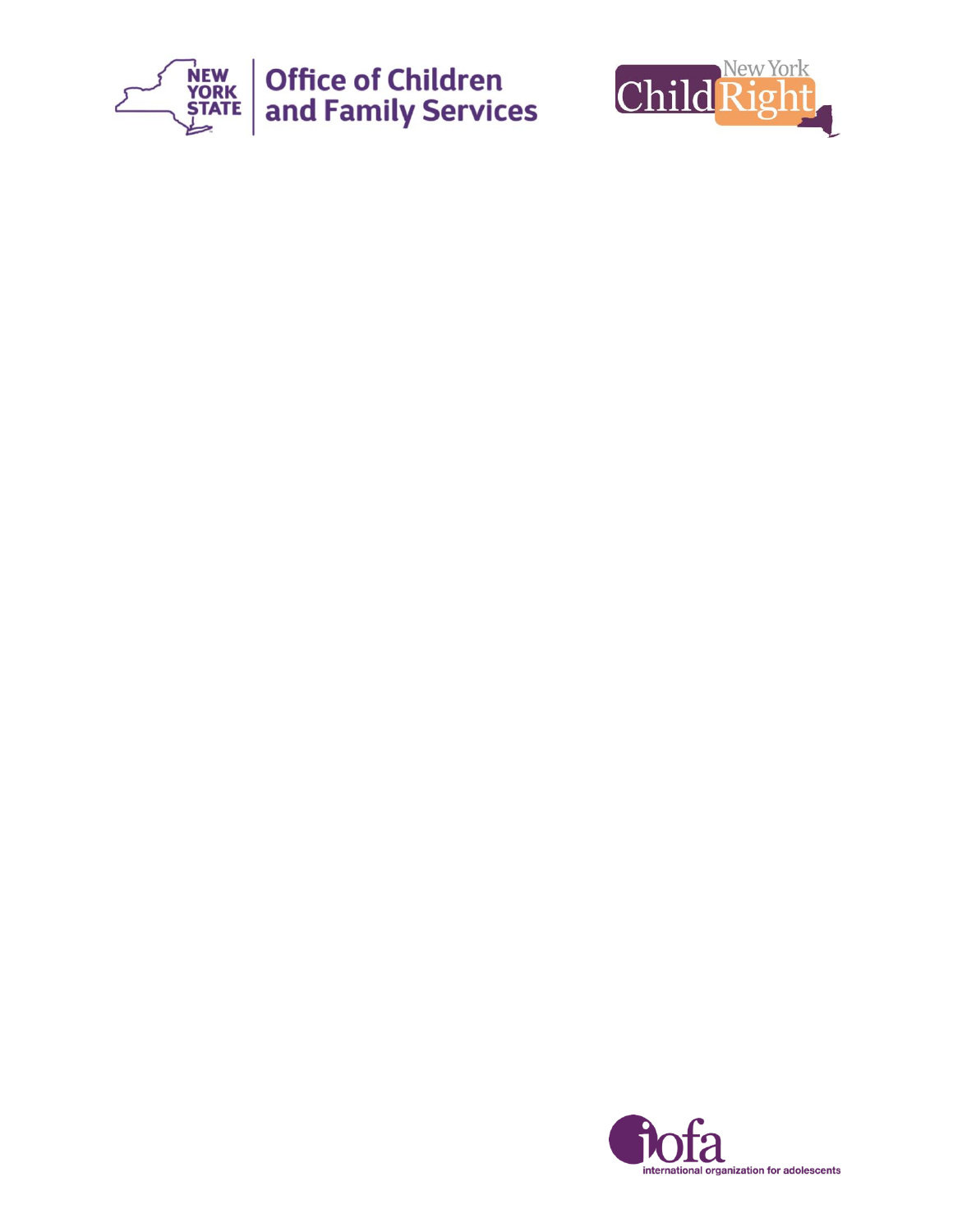NEW YORK STATE | Office of Children and Family Services

New York ChildRight

iofa international organization for adolescents